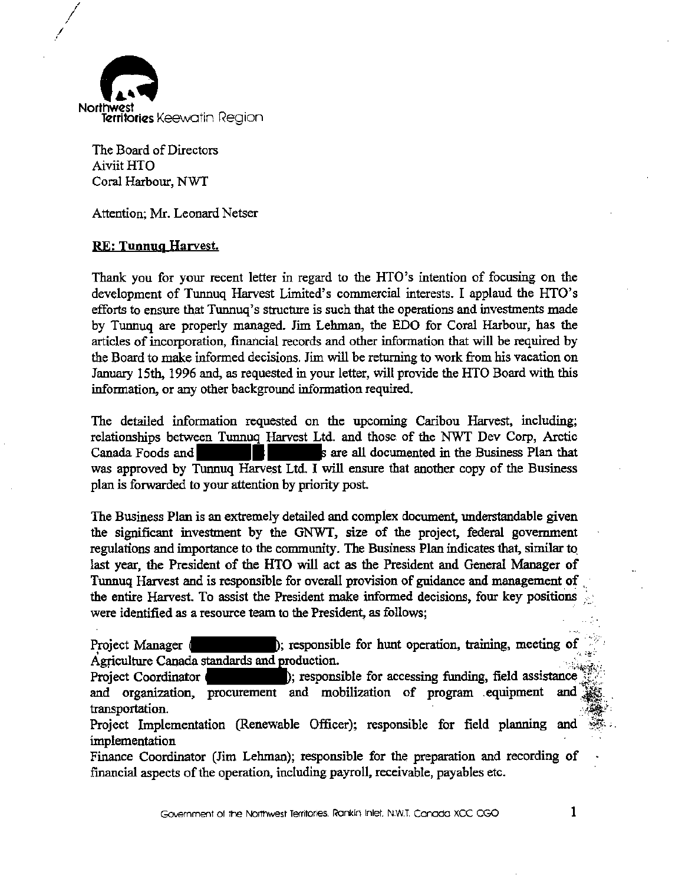Northwest Territories Keewatin Region

The Board of Directors
Aiviit HTO
Coral Harbour, NWT

Attention; Mr. Leonard Netser

**RE: Tunnuq Harvest.**

Thank you for your recent letter in regard to the HTO's intention of focusing on the development of Tunnuq Harvest Limited's commercial interests. I applaud the HTO's efforts to ensure that Tunnuq's structure is such that the operations and investments made by Tunnuq are properly managed. Jim Lehman, the EDO for Coral Harbour, has the articles of incorporation, financial records and other information that will be required by the Board to make informed decisions. Jim will be returning to work from his vacation on January 15th, 1996 and, as requested in your letter, will provide the HTO Board with this information, or any other background information required.

The detailed information requested on the upcoming Caribou Harvest, including; relationships between Tunnuq Harvest Ltd. and those of the NWT Dev Corp, Arctic Canada Foods and [REDACTED]s are all documented in the Business Plan that was approved by Tunnuq Harvest Ltd. I will ensure that another copy of the Business plan is forwarded to your attention by priority post.

The Business Plan is an extremely detailed and complex document, understandable given the significant investment by the GNWT, size of the project, federal government regulations and importance to the community. The Business Plan indicates that, similar to last year, the President of the HTO will act as the President and General Manager of Tunnuq Harvest and is responsible for overall provision of guidance and management of the entire Harvest. To assist the President make informed decisions, four key positions were identified as a resource team to the President, as follows;

Project Manager ([REDACTED]); responsible for hunt operation, training, meeting of Agriculture Canada standards and production.
Project Coordinator ([REDACTED]); responsible for accessing funding, field assistance and organization, procurement and mobilization of program equipment and transportation.
Project Implementation (Renewable Officer); responsible for field planning and implementation
Finance Coordinator (Jim Lehman); responsible for the preparation and recording of financial aspects of the operation, including payroll, receivable, payables etc.

Government of the Northwest Territories, Rankin Inlet, N.W.T. Canada X0C 0G0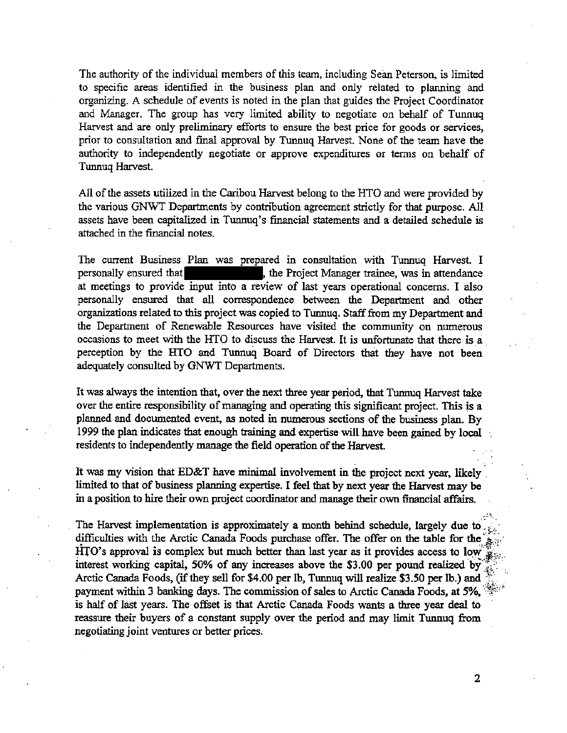The authority of the individual members of this team, including Sean Peterson, is limited to specific areas identified in the business plan and only related to planning and organizing. A schedule of events is noted in the plan that guides the Project Coordinator and Manager. The group has very limited ability to negotiate on behalf of Tunnuq Harvest and are only preliminary efforts to ensure the best price for goods or services, prior to consultation and final approval by Tunnuq Harvest. None of the team have the authority to independently negotiate or approve expenditures or terms on behalf of Tunnuq Harvest.

All of the assets utilized in the Caribou Harvest belong to the HTO and were provided by the various GNWT Departments by contribution agreement strictly for that purpose. All assets have been capitalized in Tunnuq's financial statements and a detailed schedule is attached in the financial notes.

The current Business Plan was prepared in consultation with Tunnuq Harvest. I personally ensured that [redacted], the Project Manager trainee, was in attendance at meetings to provide input into a review of last years operational concerns. I also personally ensured that all correspondence between the Department and other organizations related to this project was copied to Tunnuq. Staff from my Department and the Department of Renewable Resources have visited the community on numerous occasions to meet with the HTO to discuss the Harvest. It is unfortunate that there is a perception by the HTO and Tunnuq Board of Directors that they have not been adequately consulted by GNWT Departments.

It was always the intention that, over the next three year period, that Tunnuq Harvest take over the entire responsibility of managing and operating this significant project. This is a planned and documented event, as noted in numerous sections of the business plan. By 1999 the plan indicates that enough training and expertise will have been gained by local residents to independently manage the field operation of the Harvest.

It was my vision that ED&T have minimal involvement in the project next year, likely limited to that of business planning expertise. I feel that by next year the Harvest may be in a position to hire their own project coordinator and manage their own financial affairs.

The Harvest implementation is approximately a month behind schedule, largely due to difficulties with the Arctic Canada Foods purchase offer. The offer on the table for the HTO's approval is complex but much better than last year as it provides access to low interest working capital, 50% of any increases above the $3.00 per pound realized by Arctic Canada Foods, (if they sell for $4.00 per lb, Tunnuq will realize $3.50 per lb.) and payment within 3 banking days. The commission of sales to Arctic Canada Foods, at 5%, is half of last years. The offset is that Arctic Canada Foods wants a three year deal to reassure their buyers of a constant supply over the period and may limit Tunnuq from negotiating joint ventures or better prices.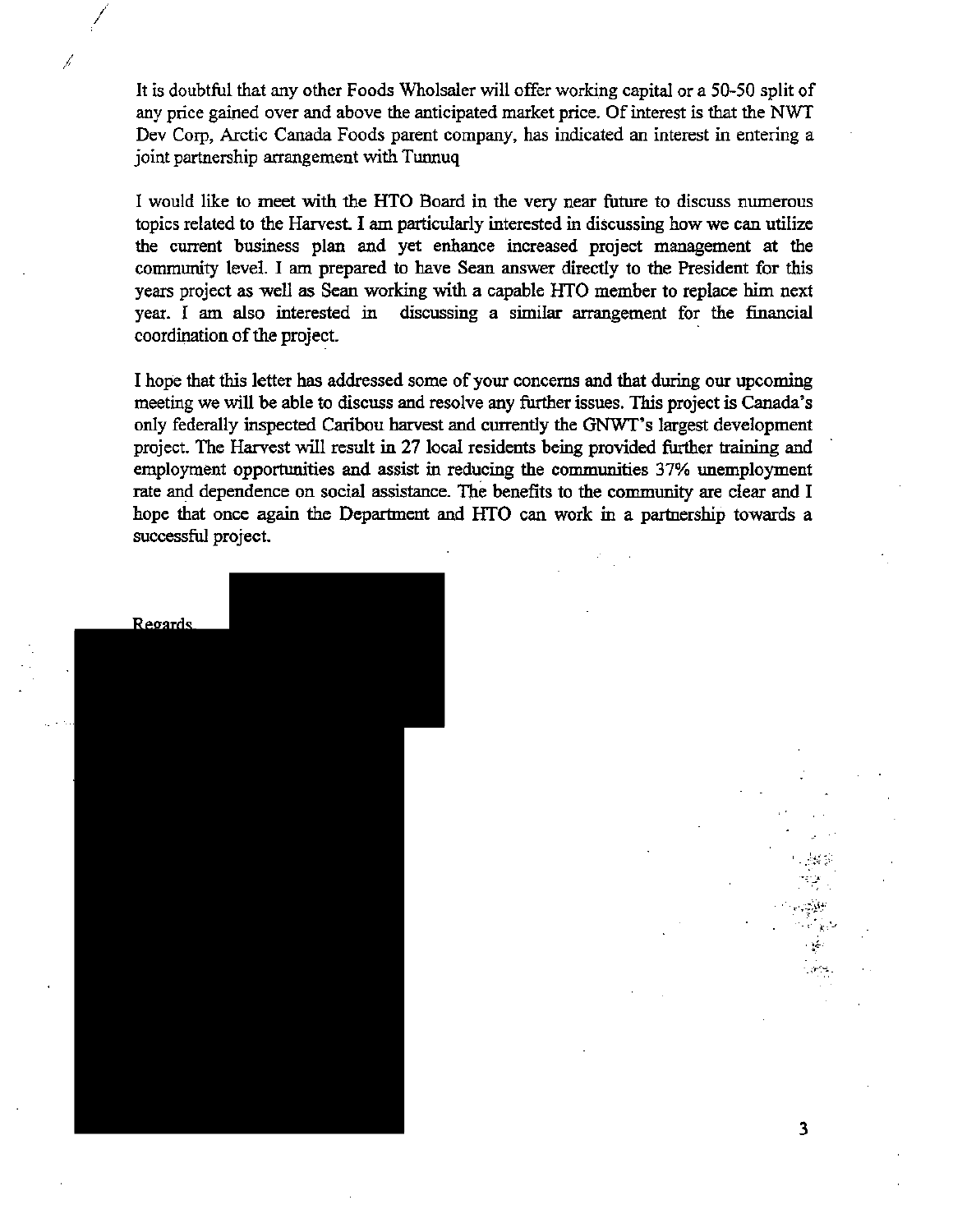It is doubtful that any other Foods Wholsaler will offer working capital or a 50-50 split of any price gained over and above the anticipated market price. Of interest is that the NWT Dev Corp, Arctic Canada Foods parent company, has indicated an interest in entering a joint partnership arrangement with Tunnuq

I would like to meet with the HTO Board in the very near future to discuss numerous topics related to the Harvest. I am particularly interested in discussing how we can utilize the current business plan and yet enhance increased project management at the community level. I am prepared to have Sean answer directly to the President for this years project as well as Sean working with a capable HTO member to replace him next year. I am also interested in discussing a similar arrangement for the financial coordination of the project.

I hope that this letter has addressed some of your concerns and that during our upcoming meeting we will be able to discuss and resolve any further issues. This project is Canada's only federally inspected Caribou harvest and currently the GNWT's largest development project. The Harvest will result in 27 local residents being provided further training and employment opportunities and assist in reducing the communities 37% unemployment rate and dependence on social assistance. The benefits to the community are clear and I hope that once again the Department and HTO can work in a partnership towards a successful project.

Regards,